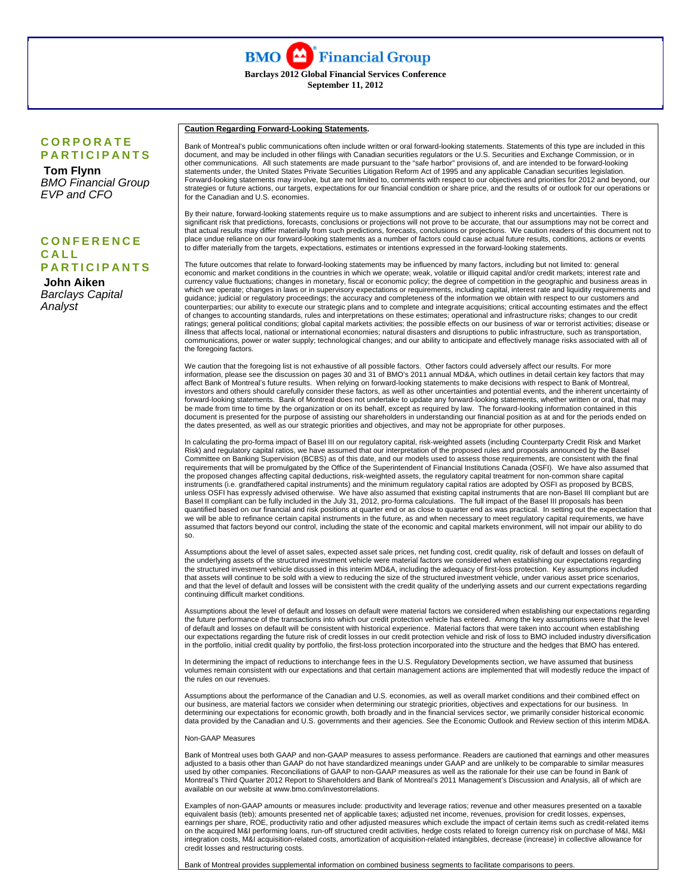# BMO Financial Group

**Barclays 2012 Global Financial Services Conference**
**September 11, 2012**

## CORPORATE PARTICIPANTS

**Tom Flynn**
*BMO Financial Group*
*EVP and CFO*

## CONFERENCE CALL PARTICIPANTS

**John Aiken**
*Barclays Capital*
*Analyst*

**Caution Regarding Forward-Looking Statements.**

Bank of Montreal's public communications often include written or oral forward-looking statements. Statements of this type are included in this document, and may be included in other filings with Canadian securities regulators or the U.S. Securities and Exchange Commission, or in other communications. All such statements are made pursuant to the "safe harbor" provisions of, and are intended to be forward-looking statements under, the United States Private Securities Litigation Reform Act of 1995 and any applicable Canadian securities legislation. Forward-looking statements may involve, but are not limited to, comments with respect to our objectives and priorities for 2012 and beyond, our strategies or future actions, our targets, expectations for our financial condition or share price, and the results of or outlook for our operations or for the Canadian and U.S. economies.

By their nature, forward-looking statements require us to make assumptions and are subject to inherent risks and uncertainties. There is significant risk that predictions, forecasts, conclusions or projections will not prove to be accurate, that our assumptions may not be correct and that actual results may differ materially from such predictions, forecasts, conclusions or projections. We caution readers of this document not to place undue reliance on our forward-looking statements as a number of factors could cause actual future results, conditions, actions or events to differ materially from the targets, expectations, estimates or intentions expressed in the forward-looking statements.

The future outcomes that relate to forward-looking statements may be influenced by many factors, including but not limited to: general economic and market conditions in the countries in which we operate; weak, volatile or illiquid capital and/or credit markets; interest rate and currency value fluctuations; changes in monetary, fiscal or economic policy; the degree of competition in the geographic and business areas in which we operate; changes in laws or in supervisory expectations or requirements, including capital, interest rate and liquidity requirements and guidance; judicial or regulatory proceedings; the accuracy and completeness of the information we obtain with respect to our customers and counterparties; our ability to execute our strategic plans and to complete and integrate acquisitions; critical accounting estimates and the effect of changes to accounting standards, rules and interpretations on these estimates; operational and infrastructure risks; changes to our credit ratings; general political conditions; global capital markets activities; the possible effects on our business of war or terrorist activities; disease or illness that affects local, national or international economies; natural disasters and disruptions to public infrastructure, such as transportation, communications, power or water supply; technological changes; and our ability to anticipate and effectively manage risks associated with all of the foregoing factors.

We caution that the foregoing list is not exhaustive of all possible factors. Other factors could adversely affect our results. For more information, please see the discussion on pages 30 and 31 of BMO's 2011 annual MD&A, which outlines in detail certain key factors that may affect Bank of Montreal's future results. When relying on forward-looking statements to make decisions with respect to Bank of Montreal, investors and others should carefully consider these factors, as well as other uncertainties and potential events, and the inherent uncertainty of forward-looking statements. Bank of Montreal does not undertake to update any forward-looking statements, whether written or oral, that may be made from time to time by the organization or on its behalf, except as required by law. The forward-looking information contained in this document is presented for the purpose of assisting our shareholders in understanding our financial position as at and for the periods ended on the dates presented, as well as our strategic priorities and objectives, and may not be appropriate for other purposes.

In calculating the pro-forma impact of Basel III on our regulatory capital, risk-weighted assets (including Counterparty Credit Risk and Market Risk) and regulatory capital ratios, we have assumed that our interpretation of the proposed rules and proposals announced by the Basel Committee on Banking Supervision (BCBS) as of this date, and our models used to assess those requirements, are consistent with the final requirements that will be promulgated by the Office of the Superintendent of Financial Institutions Canada (OSFI). We have also assumed that the proposed changes affecting capital deductions, risk-weighted assets, the regulatory capital treatment for non-common share capital instruments (i.e. grandfathered capital instruments) and the minimum regulatory capital ratios are adopted by OSFI as proposed by BCBS, unless OSFI has expressly advised otherwise. We have also assumed that existing capital instruments that are non-Basel III compliant but are Basel II compliant can be fully included in the July 31, 2012, pro-forma calculations. The full impact of the Basel III proposals has been quantified based on our financial and risk positions at quarter end or as close to quarter end as was practical. In setting out the expectation that we will be able to refinance certain capital instruments in the future, as and when necessary to meet regulatory capital requirements, we have assumed that factors beyond our control, including the state of the economic and capital markets environment, will not impair our ability to do so.

Assumptions about the level of asset sales, expected asset sale prices, net funding cost, credit quality, risk of default and losses on default of the underlying assets of the structured investment vehicle were material factors we considered when establishing our expectations regarding the structured investment vehicle discussed in this interim MD&A, including the adequacy of first-loss protection. Key assumptions included that assets will continue to be sold with a view to reducing the size of the structured investment vehicle, under various asset price scenarios, and that the level of default and losses will be consistent with the credit quality of the underlying assets and our current expectations regarding continuing difficult market conditions.

Assumptions about the level of default and losses on default were material factors we considered when establishing our expectations regarding the future performance of the transactions into which our credit protection vehicle has entered. Among the key assumptions were that the level of default and losses on default will be consistent with historical experience. Material factors that were taken into account when establishing our expectations regarding the future risk of credit losses in our credit protection vehicle and risk of loss to BMO included industry diversification in the portfolio, initial credit quality by portfolio, the first-loss protection incorporated into the structure and the hedges that BMO has entered.

In determining the impact of reductions to interchange fees in the U.S. Regulatory Developments section, we have assumed that business volumes remain consistent with our expectations and that certain management actions are implemented that will modestly reduce the impact of the rules on our revenues.

Assumptions about the performance of the Canadian and U.S. economies, as well as overall market conditions and their combined effect on our business, are material factors we consider when determining our strategic priorities, objectives and expectations for our business. In determining our expectations for economic growth, both broadly and in the financial services sector, we primarily consider historical economic data provided by the Canadian and U.S. governments and their agencies. See the Economic Outlook and Review section of this interim MD&A.

Non-GAAP Measures

Bank of Montreal uses both GAAP and non-GAAP measures to assess performance. Readers are cautioned that earnings and other measures adjusted to a basis other than GAAP do not have standardized meanings under GAAP and are unlikely to be comparable to similar measures used by other companies. Reconciliations of GAAP to non-GAAP measures as well as the rationale for their use can be found in Bank of Montreal's Third Quarter 2012 Report to Shareholders and Bank of Montreal's 2011 Management's Discussion and Analysis, all of which are available on our website at www.bmo.com/investorrelations.

Examples of non-GAAP amounts or measures include: productivity and leverage ratios; revenue and other measures presented on a taxable equivalent basis (teb); amounts presented net of applicable taxes; adjusted net income, revenues, provision for credit losses, expenses, earnings per share, ROE, productivity ratio and other adjusted measures which exclude the impact of certain items such as credit-related items on the acquired M&I performing loans, run-off structured credit activities, hedge costs related to foreign currency risk on purchase of M&I, M&I integration costs, M&I acquisition-related costs, amortization of acquisition-related intangibles, decrease (increase) in collective allowance for credit losses and restructuring costs.

Bank of Montreal provides supplemental information on combined business segments to facilitate comparisons to peers.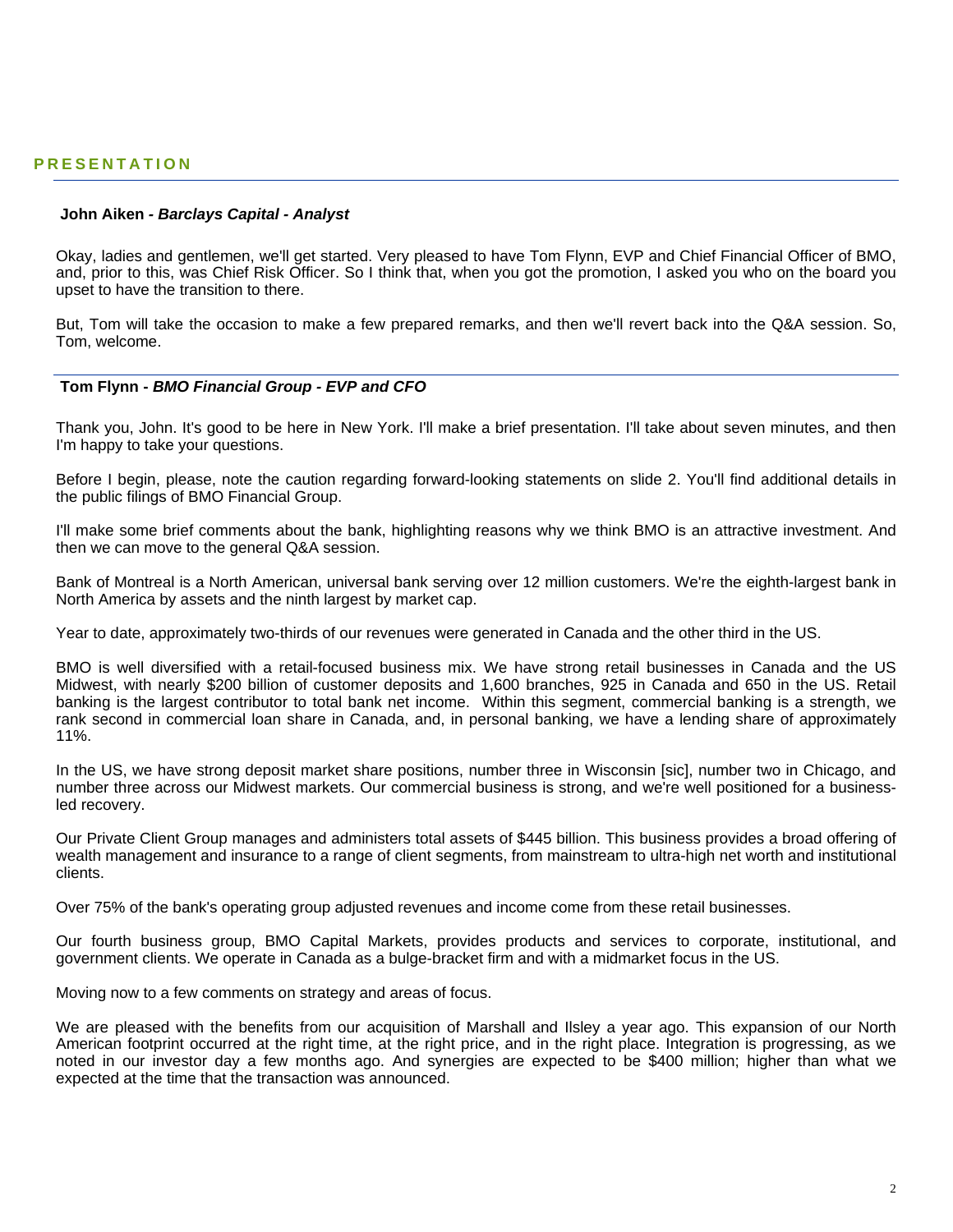## PRESENTATION

**John Aiken - *Barclays Capital - Analyst***

Okay, ladies and gentlemen, we'll get started. Very pleased to have Tom Flynn, EVP and Chief Financial Officer of BMO, and, prior to this, was Chief Risk Officer. So I think that, when you got the promotion, I asked you who on the board you upset to have the transition to there.

But, Tom will take the occasion to make a few prepared remarks, and then we'll revert back into the Q&A session. So, Tom, welcome.

**Tom Flynn - *BMO Financial Group - EVP and CFO***

Thank you, John. It's good to be here in New York. I'll make a brief presentation. I'll take about seven minutes, and then I'm happy to take your questions.

Before I begin, please, note the caution regarding forward-looking statements on slide 2. You'll find additional details in the public filings of BMO Financial Group.

I'll make some brief comments about the bank, highlighting reasons why we think BMO is an attractive investment. And then we can move to the general Q&A session.

Bank of Montreal is a North American, universal bank serving over 12 million customers. We're the eighth-largest bank in North America by assets and the ninth largest by market cap.

Year to date, approximately two-thirds of our revenues were generated in Canada and the other third in the US.

BMO is well diversified with a retail-focused business mix. We have strong retail businesses in Canada and the US Midwest, with nearly $200 billion of customer deposits and 1,600 branches, 925 in Canada and 650 in the US. Retail banking is the largest contributor to total bank net income. Within this segment, commercial banking is a strength, we rank second in commercial loan share in Canada, and, in personal banking, we have a lending share of approximately 11%.

In the US, we have strong deposit market share positions, number three in Wisconsin [sic], number two in Chicago, and number three across our Midwest markets. Our commercial business is strong, and we're well positioned for a business-led recovery.

Our Private Client Group manages and administers total assets of $445 billion. This business provides a broad offering of wealth management and insurance to a range of client segments, from mainstream to ultra-high net worth and institutional clients.

Over 75% of the bank's operating group adjusted revenues and income come from these retail businesses.

Our fourth business group, BMO Capital Markets, provides products and services to corporate, institutional, and government clients. We operate in Canada as a bulge-bracket firm and with a midmarket focus in the US.

Moving now to a few comments on strategy and areas of focus.

We are pleased with the benefits from our acquisition of Marshall and Ilsley a year ago. This expansion of our North American footprint occurred at the right time, at the right price, and in the right place. Integration is progressing, as we noted in our investor day a few months ago. And synergies are expected to be $400 million; higher than what we expected at the time that the transaction was announced.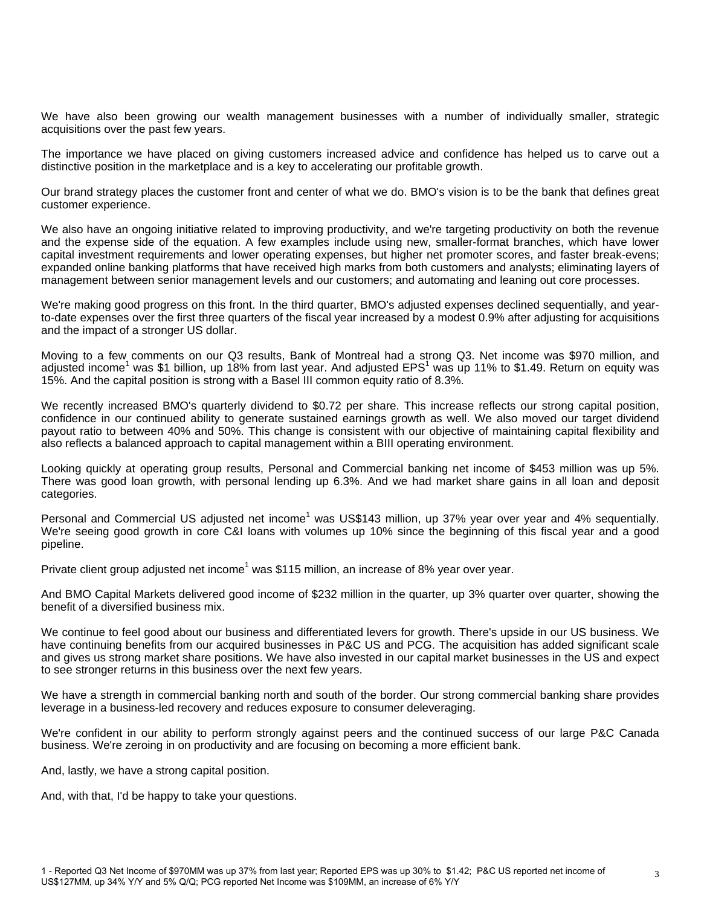We have also been growing our wealth management businesses with a number of individually smaller, strategic acquisitions over the past few years.

The importance we have placed on giving customers increased advice and confidence has helped us to carve out a distinctive position in the marketplace and is a key to accelerating our profitable growth.

Our brand strategy places the customer front and center of what we do. BMO's vision is to be the bank that defines great customer experience.

We also have an ongoing initiative related to improving productivity, and we're targeting productivity on both the revenue and the expense side of the equation. A few examples include using new, smaller-format branches, which have lower capital investment requirements and lower operating expenses, but higher net promoter scores, and faster break-evens; expanded online banking platforms that have received high marks from both customers and analysts; eliminating layers of management between senior management levels and our customers; and automating and leaning out core processes.

We're making good progress on this front. In the third quarter, BMO's adjusted expenses declined sequentially, and year-to-date expenses over the first three quarters of the fiscal year increased by a modest 0.9% after adjusting for acquisitions and the impact of a stronger US dollar.

Moving to a few comments on our Q3 results, Bank of Montreal had a strong Q3. Net income was $970 million, and adjusted income[1] was $1 billion, up 18% from last year. And adjusted EPS[1] was up 11% to $1.49. Return on equity was 15%. And the capital position is strong with a Basel III common equity ratio of 8.3%.

We recently increased BMO's quarterly dividend to $0.72 per share. This increase reflects our strong capital position, confidence in our continued ability to generate sustained earnings growth as well. We also moved our target dividend payout ratio to between 40% and 50%. This change is consistent with our objective of maintaining capital flexibility and also reflects a balanced approach to capital management within a BIII operating environment.

Looking quickly at operating group results, Personal and Commercial banking net income of $453 million was up 5%. There was good loan growth, with personal lending up 6.3%. And we had market share gains in all loan and deposit categories.

Personal and Commercial US adjusted net income[1] was US$143 million, up 37% year over year and 4% sequentially. We're seeing good growth in core C&I loans with volumes up 10% since the beginning of this fiscal year and a good pipeline.

Private client group adjusted net income[1] was $115 million, an increase of 8% year over year.

And BMO Capital Markets delivered good income of $232 million in the quarter, up 3% quarter over quarter, showing the benefit of a diversified business mix.

We continue to feel good about our business and differentiated levers for growth. There's upside in our US business. We have continuing benefits from our acquired businesses in P&C US and PCG. The acquisition has added significant scale and gives us strong market share positions. We have also invested in our capital market businesses in the US and expect to see stronger returns in this business over the next few years.

We have a strength in commercial banking north and south of the border. Our strong commercial banking share provides leverage in a business-led recovery and reduces exposure to consumer deleveraging.

We're confident in our ability to perform strongly against peers and the continued success of our large P&C Canada business. We're zeroing in on productivity and are focusing on becoming a more efficient bank.

And, lastly, we have a strong capital position.

And, with that, I'd be happy to take your questions.

1 - Reported Q3 Net Income of $970MM was up 37% from last year; Reported EPS was up 30% to $1.42; P&C US reported net income of US$127MM, up 34% Y/Y and 5% Q/Q; PCG reported Net Income was $109MM, an increase of 6% Y/Y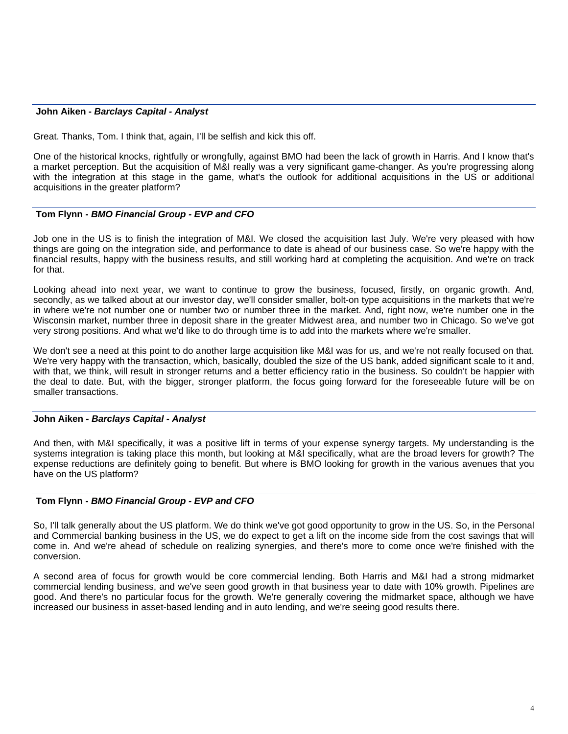**John Aiken - *Barclays Capital - Analyst***

Great. Thanks, Tom. I think that, again, I'll be selfish and kick this off.

One of the historical knocks, rightfully or wrongfully, against BMO had been the lack of growth in Harris. And I know that's a market perception. But the acquisition of M&I really was a very significant game-changer. As you're progressing along with the integration at this stage in the game, what's the outlook for additional acquisitions in the US or additional acquisitions in the greater platform?

---

**Tom Flynn - *BMO Financial Group - EVP and CFO***

Job one in the US is to finish the integration of M&I. We closed the acquisition last July. We're very pleased with how things are going on the integration side, and performance to date is ahead of our business case. So we're happy with the financial results, happy with the business results, and still working hard at completing the acquisition. And we're on track for that.

Looking ahead into next year, we want to continue to grow the business, focused, firstly, on organic growth. And, secondly, as we talked about at our investor day, we'll consider smaller, bolt-on type acquisitions in the markets that we're in where we're not number one or number two or number three in the market. And, right now, we're number one in the Wisconsin market, number three in deposit share in the greater Midwest area, and number two in Chicago. So we've got very strong positions. And what we'd like to do through time is to add into the markets where we're smaller.

We don't see a need at this point to do another large acquisition like M&I was for us, and we're not really focused on that. We're very happy with the transaction, which, basically, doubled the size of the US bank, added significant scale to it and, with that, we think, will result in stronger returns and a better efficiency ratio in the business. So couldn't be happier with the deal to date. But, with the bigger, stronger platform, the focus going forward for the foreseeable future will be on smaller transactions.

---

**John Aiken - *Barclays Capital - Analyst***

And then, with M&I specifically, it was a positive lift in terms of your expense synergy targets. My understanding is the systems integration is taking place this month, but looking at M&I specifically, what are the broad levers for growth? The expense reductions are definitely going to benefit. But where is BMO looking for growth in the various avenues that you have on the US platform?

---

**Tom Flynn - *BMO Financial Group - EVP and CFO***

So, I'll talk generally about the US platform. We do think we've got good opportunity to grow in the US. So, in the Personal and Commercial banking business in the US, we do expect to get a lift on the income side from the cost savings that will come in. And we're ahead of schedule on realizing synergies, and there's more to come once we're finished with the conversion.

A second area of focus for growth would be core commercial lending. Both Harris and M&I had a strong midmarket commercial lending business, and we've seen good growth in that business year to date with 10% growth. Pipelines are good. And there's no particular focus for the growth. We're generally covering the midmarket space, although we have increased our business in asset-based lending and in auto lending, and we're seeing good results there.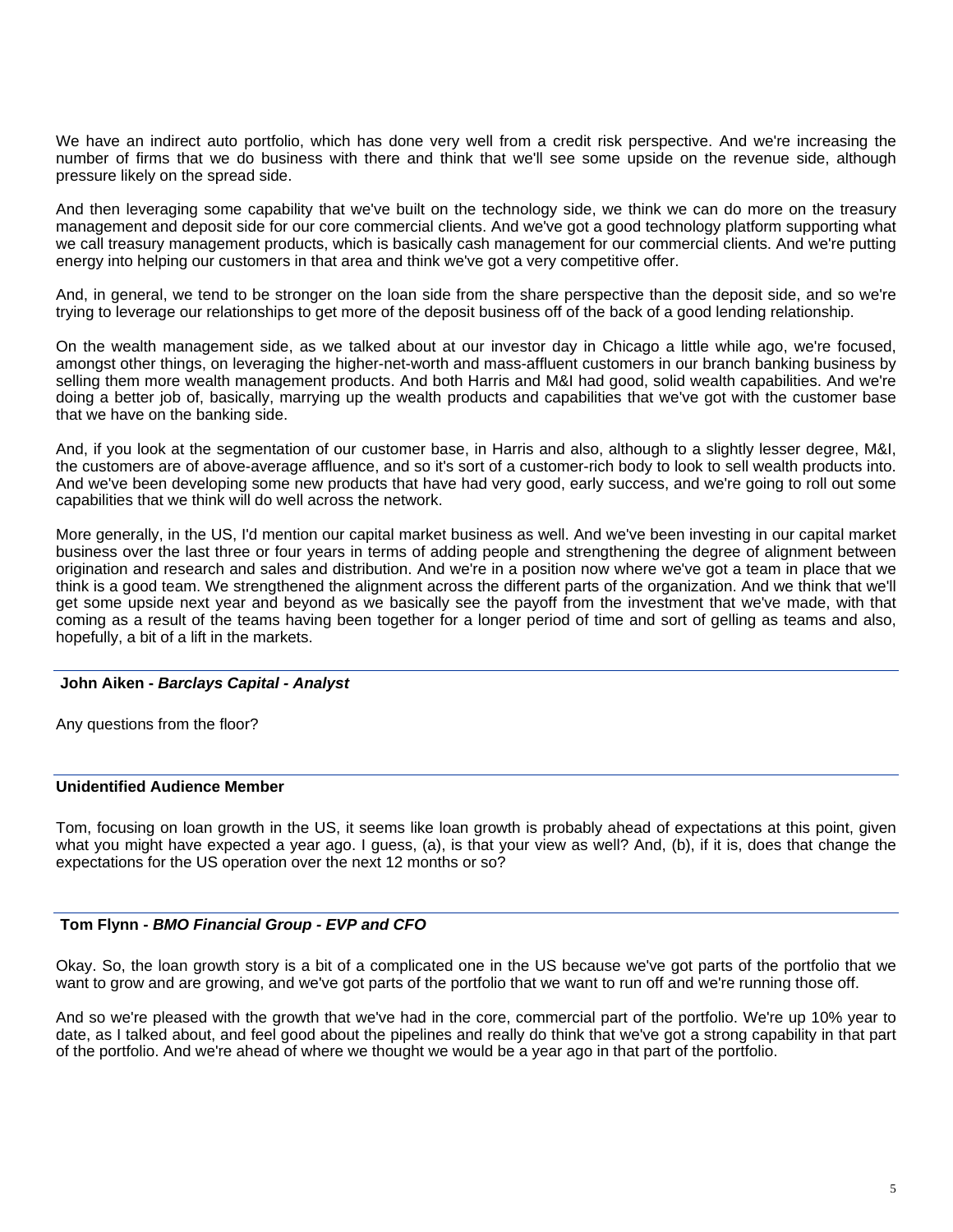We have an indirect auto portfolio, which has done very well from a credit risk perspective. And we're increasing the number of firms that we do business with there and think that we'll see some upside on the revenue side, although pressure likely on the spread side.

And then leveraging some capability that we've built on the technology side, we think we can do more on the treasury management and deposit side for our core commercial clients. And we've got a good technology platform supporting what we call treasury management products, which is basically cash management for our commercial clients. And we're putting energy into helping our customers in that area and think we've got a very competitive offer.

And, in general, we tend to be stronger on the loan side from the share perspective than the deposit side, and so we're trying to leverage our relationships to get more of the deposit business off of the back of a good lending relationship.

On the wealth management side, as we talked about at our investor day in Chicago a little while ago, we're focused, amongst other things, on leveraging the higher-net-worth and mass-affluent customers in our branch banking business by selling them more wealth management products. And both Harris and M&I had good, solid wealth capabilities. And we're doing a better job of, basically, marrying up the wealth products and capabilities that we've got with the customer base that we have on the banking side.

And, if you look at the segmentation of our customer base, in Harris and also, although to a slightly lesser degree, M&I, the customers are of above-average affluence, and so it's sort of a customer-rich body to look to sell wealth products into. And we've been developing some new products that have had very good, early success, and we're going to roll out some capabilities that we think will do well across the network.

More generally, in the US, I'd mention our capital market business as well. And we've been investing in our capital market business over the last three or four years in terms of adding people and strengthening the degree of alignment between origination and research and sales and distribution. And we're in a position now where we've got a team in place that we think is a good team. We strengthened the alignment across the different parts of the organization. And we think that we'll get some upside next year and beyond as we basically see the payoff from the investment that we've made, with that coming as a result of the teams having been together for a longer period of time and sort of gelling as teams and also, hopefully, a bit of a lift in the markets.

---

**John Aiken -** ***Barclays Capital - Analyst***

Any questions from the floor?

---

**Unidentified Audience Member**

Tom, focusing on loan growth in the US, it seems like loan growth is probably ahead of expectations at this point, given what you might have expected a year ago. I guess, (a), is that your view as well? And, (b), if it is, does that change the expectations for the US operation over the next 12 months or so?

---

**Tom Flynn -** ***BMO Financial Group - EVP and CFO***

Okay. So, the loan growth story is a bit of a complicated one in the US because we've got parts of the portfolio that we want to grow and are growing, and we've got parts of the portfolio that we want to run off and we're running those off.

And so we're pleased with the growth that we've had in the core, commercial part of the portfolio. We're up 10% year to date, as I talked about, and feel good about the pipelines and really do think that we've got a strong capability in that part of the portfolio. And we're ahead of where we thought we would be a year ago in that part of the portfolio.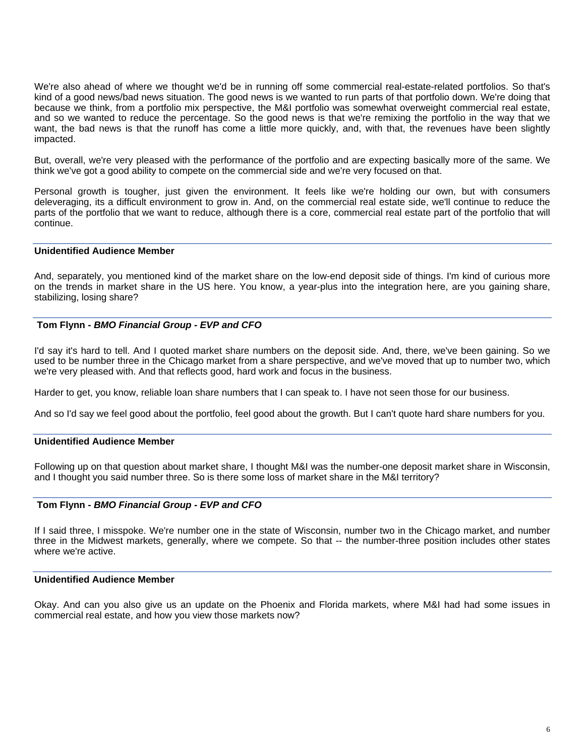We're also ahead of where we thought we'd be in running off some commercial real-estate-related portfolios. So that's kind of a good news/bad news situation. The good news is we wanted to run parts of that portfolio down. We're doing that because we think, from a portfolio mix perspective, the M&I portfolio was somewhat overweight commercial real estate, and so we wanted to reduce the percentage. So the good news is that we're remixing the portfolio in the way that we want, the bad news is that the runoff has come a little more quickly, and, with that, the revenues have been slightly impacted.

But, overall, we're very pleased with the performance of the portfolio and are expecting basically more of the same. We think we've got a good ability to compete on the commercial side and we're very focused on that.

Personal growth is tougher, just given the environment. It feels like we're holding our own, but with consumers deleveraging, its a difficult environment to grow in. And, on the commercial real estate side, we'll continue to reduce the parts of the portfolio that we want to reduce, although there is a core, commercial real estate part of the portfolio that will continue.

---

**Unidentified Audience Member**

And, separately, you mentioned kind of the market share on the low-end deposit side of things. I'm kind of curious more on the trends in market share in the US here. You know, a year-plus into the integration here, are you gaining share, stabilizing, losing share?

---

**Tom Flynn -** ***BMO Financial Group - EVP and CFO***

I'd say it's hard to tell. And I quoted market share numbers on the deposit side. And, there, we've been gaining. So we used to be number three in the Chicago market from a share perspective, and we've moved that up to number two, which we're very pleased with. And that reflects good, hard work and focus in the business.

Harder to get, you know, reliable loan share numbers that I can speak to. I have not seen those for our business.

And so I'd say we feel good about the portfolio, feel good about the growth. But I can't quote hard share numbers for you.

---

**Unidentified Audience Member**

Following up on that question about market share, I thought M&I was the number-one deposit market share in Wisconsin, and I thought you said number three. So is there some loss of market share in the M&I territory?

---

**Tom Flynn -** ***BMO Financial Group - EVP and CFO***

If I said three, I misspoke. We're number one in the state of Wisconsin, number two in the Chicago market, and number three in the Midwest markets, generally, where we compete. So that -- the number-three position includes other states where we're active.

---

**Unidentified Audience Member**

Okay. And can you also give us an update on the Phoenix and Florida markets, where M&I had had some issues in commercial real estate, and how you view those markets now?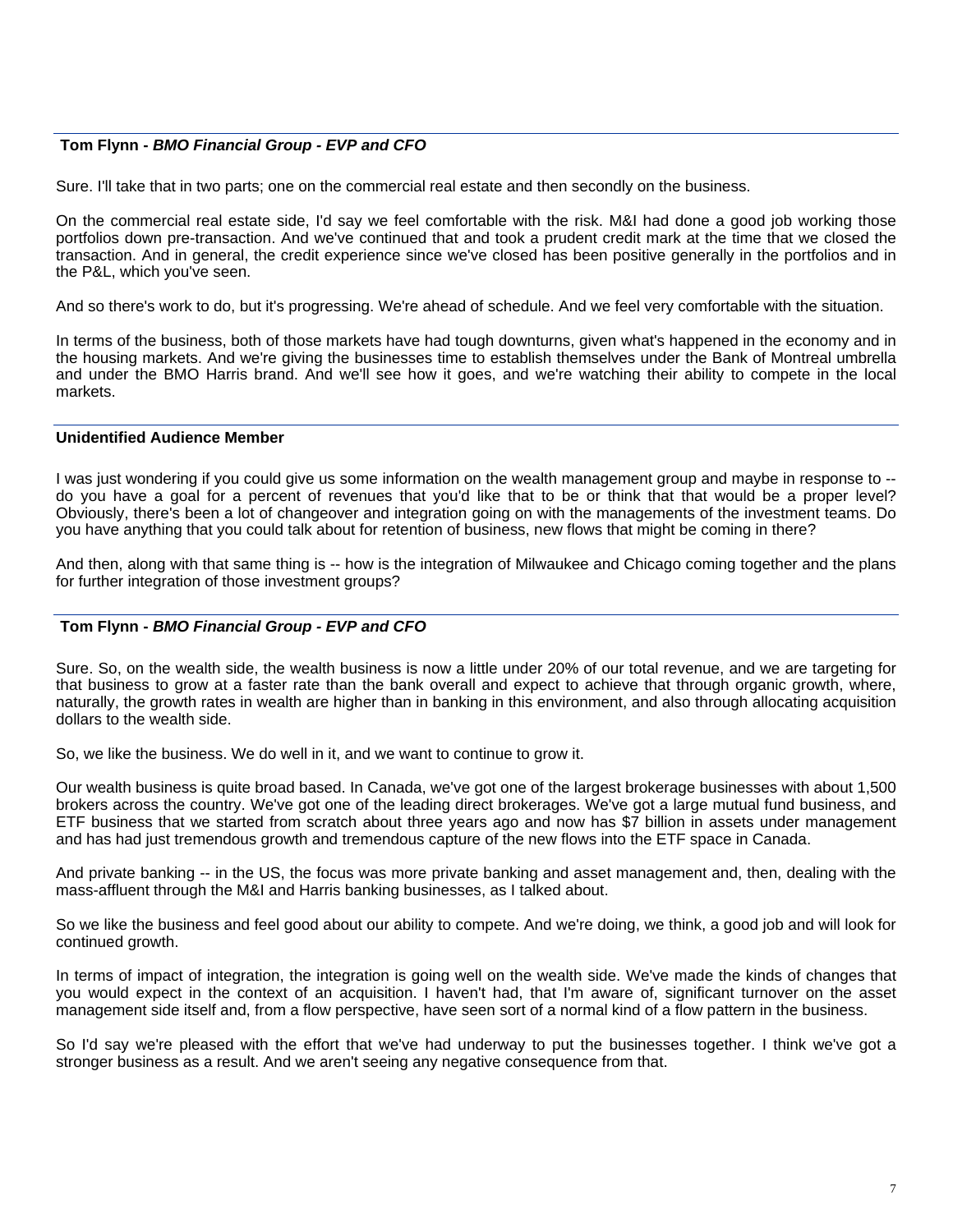**Tom Flynn - *BMO Financial Group - EVP and CFO***

Sure. I'll take that in two parts; one on the commercial real estate and then secondly on the business.

On the commercial real estate side, I'd say we feel comfortable with the risk. M&I had done a good job working those portfolios down pre-transaction. And we've continued that and took a prudent credit mark at the time that we closed the transaction. And in general, the credit experience since we've closed has been positive generally in the portfolios and in the P&L, which you've seen.

And so there's work to do, but it's progressing. We're ahead of schedule. And we feel very comfortable with the situation.

In terms of the business, both of those markets have had tough downturns, given what's happened in the economy and in the housing markets. And we're giving the businesses time to establish themselves under the Bank of Montreal umbrella and under the BMO Harris brand. And we'll see how it goes, and we're watching their ability to compete in the local markets.

**Unidentified Audience Member**

I was just wondering if you could give us some information on the wealth management group and maybe in response to -- do you have a goal for a percent of revenues that you'd like that to be or think that that would be a proper level? Obviously, there's been a lot of changeover and integration going on with the managements of the investment teams. Do you have anything that you could talk about for retention of business, new flows that might be coming in there?

And then, along with that same thing is -- how is the integration of Milwaukee and Chicago coming together and the plans for further integration of those investment groups?

**Tom Flynn - *BMO Financial Group - EVP and CFO***

Sure. So, on the wealth side, the wealth business is now a little under 20% of our total revenue, and we are targeting for that business to grow at a faster rate than the bank overall and expect to achieve that through organic growth, where, naturally, the growth rates in wealth are higher than in banking in this environment, and also through allocating acquisition dollars to the wealth side.

So, we like the business. We do well in it, and we want to continue to grow it.

Our wealth business is quite broad based. In Canada, we've got one of the largest brokerage businesses with about 1,500 brokers across the country. We've got one of the leading direct brokerages. We've got a large mutual fund business, and ETF business that we started from scratch about three years ago and now has $7 billion in assets under management and has had just tremendous growth and tremendous capture of the new flows into the ETF space in Canada.

And private banking -- in the US, the focus was more private banking and asset management and, then, dealing with the mass-affluent through the M&I and Harris banking businesses, as I talked about.

So we like the business and feel good about our ability to compete. And we're doing, we think, a good job and will look for continued growth.

In terms of impact of integration, the integration is going well on the wealth side. We've made the kinds of changes that you would expect in the context of an acquisition. I haven't had, that I'm aware of, significant turnover on the asset management side itself and, from a flow perspective, have seen sort of a normal kind of a flow pattern in the business.

So I'd say we're pleased with the effort that we've had underway to put the businesses together. I think we've got a stronger business as a result. And we aren't seeing any negative consequence from that.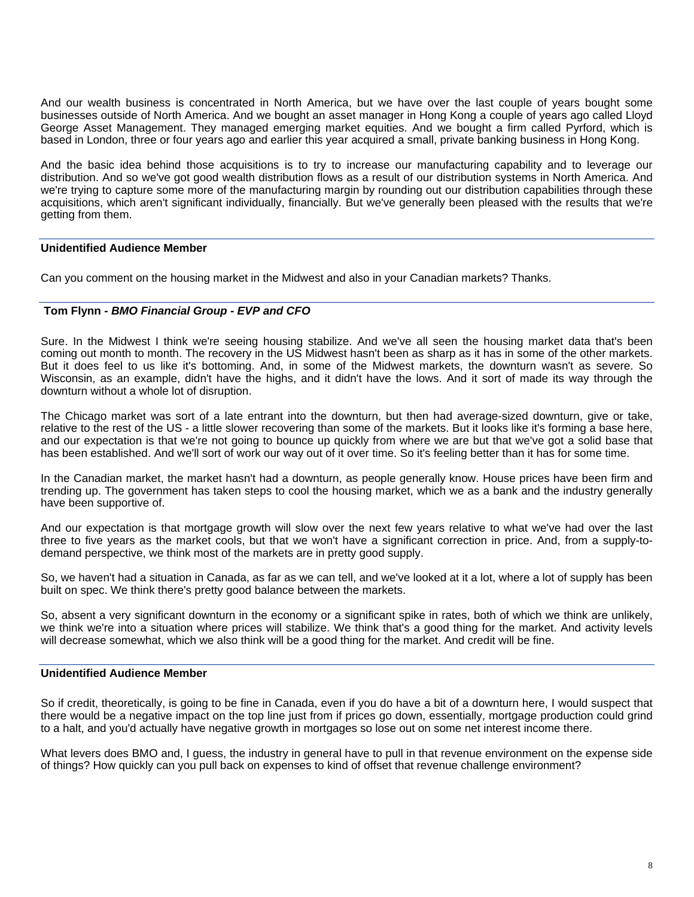And our wealth business is concentrated in North America, but we have over the last couple of years bought some businesses outside of North America. And we bought an asset manager in Hong Kong a couple of years ago called Lloyd George Asset Management. They managed emerging market equities. And we bought a firm called Pyrford, which is based in London, three or four years ago and earlier this year acquired a small, private banking business in Hong Kong.

And the basic idea behind those acquisitions is to try to increase our manufacturing capability and to leverage our distribution. And so we've got good wealth distribution flows as a result of our distribution systems in North America. And we're trying to capture some more of the manufacturing margin by rounding out our distribution capabilities through these acquisitions, which aren't significant individually, financially. But we've generally been pleased with the results that we're getting from them.

---

**Unidentified Audience Member**

Can you comment on the housing market in the Midwest and also in your Canadian markets? Thanks.

---

**Tom Flynn - *BMO Financial Group - EVP and CFO***

Sure. In the Midwest I think we're seeing housing stabilize. And we've all seen the housing market data that's been coming out month to month. The recovery in the US Midwest hasn't been as sharp as it has in some of the other markets. But it does feel to us like it's bottoming. And, in some of the Midwest markets, the downturn wasn't as severe. So Wisconsin, as an example, didn't have the highs, and it didn't have the lows. And it sort of made its way through the downturn without a whole lot of disruption.

The Chicago market was sort of a late entrant into the downturn, but then had average-sized downturn, give or take, relative to the rest of the US - a little slower recovering than some of the markets. But it looks like it's forming a base here, and our expectation is that we're not going to bounce up quickly from where we are but that we've got a solid base that has been established. And we'll sort of work our way out of it over time. So it's feeling better than it has for some time.

In the Canadian market, the market hasn't had a downturn, as people generally know. House prices have been firm and trending up. The government has taken steps to cool the housing market, which we as a bank and the industry generally have been supportive of.

And our expectation is that mortgage growth will slow over the next few years relative to what we've had over the last three to five years as the market cools, but that we won't have a significant correction in price. And, from a supply-to-demand perspective, we think most of the markets are in pretty good supply.

So, we haven't had a situation in Canada, as far as we can tell, and we've looked at it a lot, where a lot of supply has been built on spec. We think there's pretty good balance between the markets.

So, absent a very significant downturn in the economy or a significant spike in rates, both of which we think are unlikely, we think we're into a situation where prices will stabilize. We think that's a good thing for the market. And activity levels will decrease somewhat, which we also think will be a good thing for the market. And credit will be fine.

---

**Unidentified Audience Member**

So if credit, theoretically, is going to be fine in Canada, even if you do have a bit of a downturn here, I would suspect that there would be a negative impact on the top line just from if prices go down, essentially, mortgage production could grind to a halt, and you'd actually have negative growth in mortgages so lose out on some net interest income there.

What levers does BMO and, I guess, the industry in general have to pull in that revenue environment on the expense side of things? How quickly can you pull back on expenses to kind of offset that revenue challenge environment?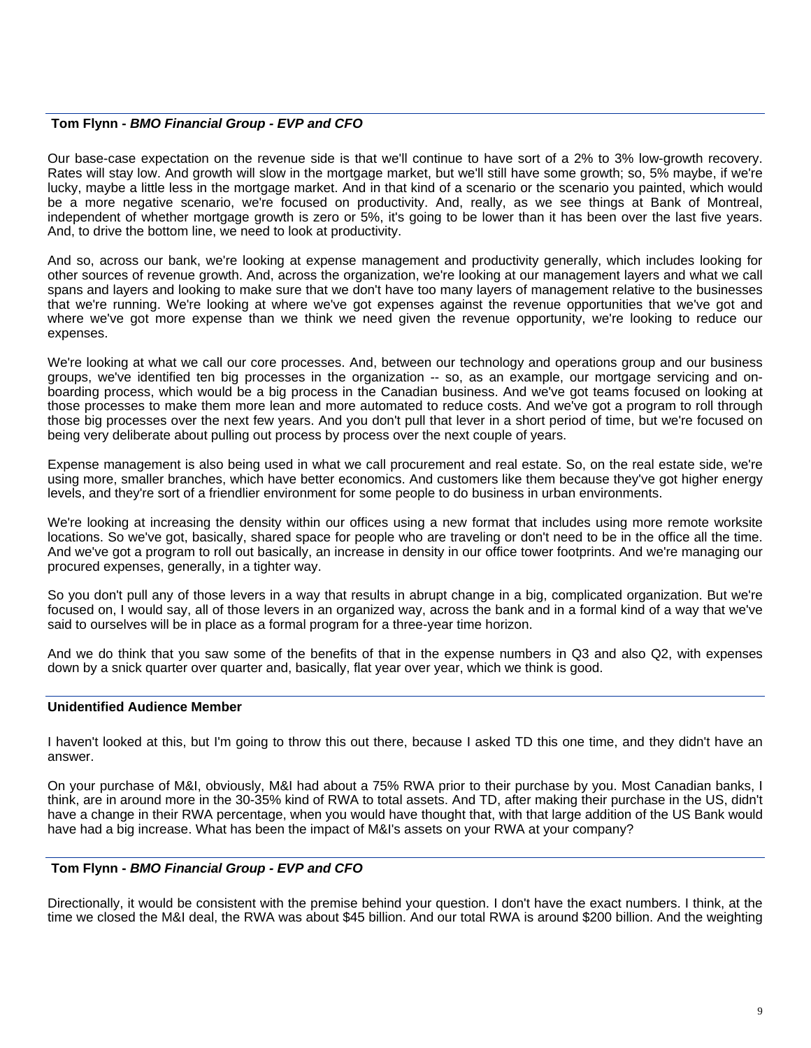**Tom Flynn - *BMO Financial Group - EVP and CFO***

Our base-case expectation on the revenue side is that we'll continue to have sort of a 2% to 3% low-growth recovery. Rates will stay low. And growth will slow in the mortgage market, but we'll still have some growth; so, 5% maybe, if we're lucky, maybe a little less in the mortgage market. And in that kind of a scenario or the scenario you painted, which would be a more negative scenario, we're focused on productivity. And, really, as we see things at Bank of Montreal, independent of whether mortgage growth is zero or 5%, it's going to be lower than it has been over the last five years. And, to drive the bottom line, we need to look at productivity.

And so, across our bank, we're looking at expense management and productivity generally, which includes looking for other sources of revenue growth. And, across the organization, we're looking at our management layers and what we call spans and layers and looking to make sure that we don't have too many layers of management relative to the businesses that we're running. We're looking at where we've got expenses against the revenue opportunities that we've got and where we've got more expense than we think we need given the revenue opportunity, we're looking to reduce our expenses.

We're looking at what we call our core processes. And, between our technology and operations group and our business groups, we've identified ten big processes in the organization -- so, as an example, our mortgage servicing and on-boarding process, which would be a big process in the Canadian business. And we've got teams focused on looking at those processes to make them more lean and more automated to reduce costs. And we've got a program to roll through those big processes over the next few years. And you don't pull that lever in a short period of time, but we're focused on being very deliberate about pulling out process by process over the next couple of years.

Expense management is also being used in what we call procurement and real estate. So, on the real estate side, we're using more, smaller branches, which have better economics. And customers like them because they've got higher energy levels, and they're sort of a friendlier environment for some people to do business in urban environments.

We're looking at increasing the density within our offices using a new format that includes using more remote worksite locations. So we've got, basically, shared space for people who are traveling or don't need to be in the office all the time. And we've got a program to roll out basically, an increase in density in our office tower footprints. And we're managing our procured expenses, generally, in a tighter way.

So you don't pull any of those levers in a way that results in abrupt change in a big, complicated organization. But we're focused on, I would say, all of those levers in an organized way, across the bank and in a formal kind of a way that we've said to ourselves will be in place as a formal program for a three-year time horizon.

And we do think that you saw some of the benefits of that in the expense numbers in Q3 and also Q2, with expenses down by a snick quarter over quarter and, basically, flat year over year, which we think is good.

**Unidentified Audience Member**

I haven't looked at this, but I'm going to throw this out there, because I asked TD this one time, and they didn't have an answer.

On your purchase of M&I, obviously, M&I had about a 75% RWA prior to their purchase by you. Most Canadian banks, I think, are in around more in the 30-35% kind of RWA to total assets. And TD, after making their purchase in the US, didn't have a change in their RWA percentage, when you would have thought that, with that large addition of the US Bank would have had a big increase. What has been the impact of M&I's assets on your RWA at your company?

**Tom Flynn - *BMO Financial Group - EVP and CFO***

Directionally, it would be consistent with the premise behind your question. I don't have the exact numbers. I think, at the time we closed the M&I deal, the RWA was about $45 billion. And our total RWA is around $200 billion. And the weighting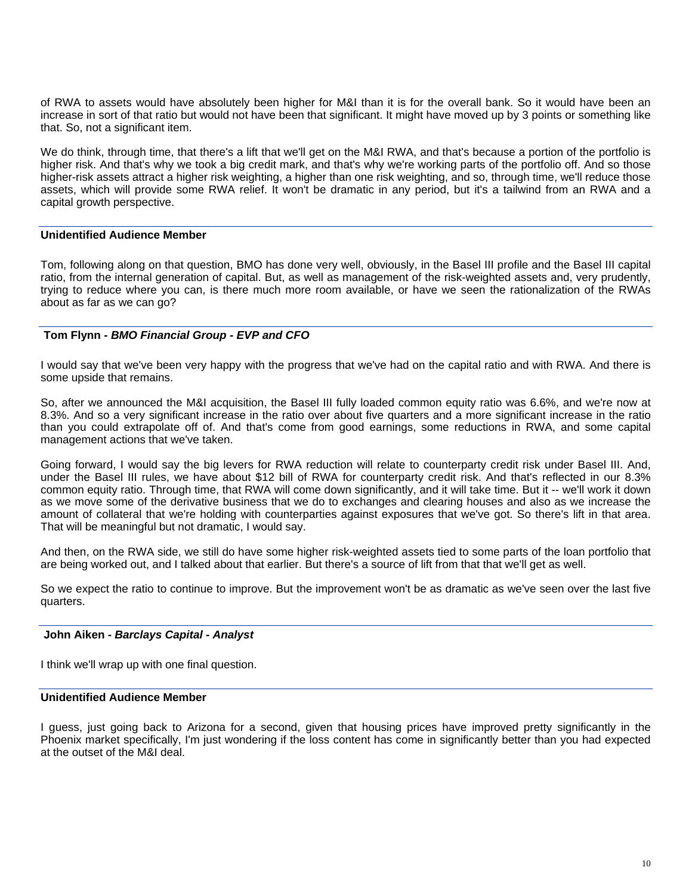of RWA to assets would have absolutely been higher for M&I than it is for the overall bank. So it would have been an increase in sort of that ratio but would not have been that significant. It might have moved up by 3 points or something like that. So, not a significant item.

We do think, through time, that there's a lift that we'll get on the M&I RWA, and that's because a portion of the portfolio is higher risk. And that's why we took a big credit mark, and that's why we're working parts of the portfolio off. And so those higher-risk assets attract a higher risk weighting, a higher than one risk weighting, and so, through time, we'll reduce those assets, which will provide some RWA relief. It won't be dramatic in any period, but it's a tailwind from an RWA and a capital growth perspective.

---

**Unidentified Audience Member**

Tom, following along on that question, BMO has done very well, obviously, in the Basel III profile and the Basel III capital ratio, from the internal generation of capital. But, as well as management of the risk-weighted assets and, very prudently, trying to reduce where you can, is there much more room available, or have we seen the rationalization of the RWAs about as far as we can go?

---

**Tom Flynn -** ***BMO Financial Group - EVP and CFO***

I would say that we've been very happy with the progress that we've had on the capital ratio and with RWA. And there is some upside that remains.

So, after we announced the M&I acquisition, the Basel III fully loaded common equity ratio was 6.6%, and we're now at 8.3%. And so a very significant increase in the ratio over about five quarters and a more significant increase in the ratio than you could extrapolate off of. And that's come from good earnings, some reductions in RWA, and some capital management actions that we've taken.

Going forward, I would say the big levers for RWA reduction will relate to counterparty credit risk under Basel III. And, under the Basel III rules, we have about $12 bill of RWA for counterparty credit risk. And that's reflected in our 8.3% common equity ratio. Through time, that RWA will come down significantly, and it will take time. But it -- we'll work it down as we move some of the derivative business that we do to exchanges and clearing houses and also as we increase the amount of collateral that we're holding with counterparties against exposures that we've got. So there's lift in that area. That will be meaningful but not dramatic, I would say.

And then, on the RWA side, we still do have some higher risk-weighted assets tied to some parts of the loan portfolio that are being worked out, and I talked about that earlier. But there's a source of lift from that that we'll get as well.

So we expect the ratio to continue to improve. But the improvement won't be as dramatic as we've seen over the last five quarters.

---

**John Aiken -** ***Barclays Capital - Analyst***

I think we'll wrap up with one final question.

---

**Unidentified Audience Member**

I guess, just going back to Arizona for a second, given that housing prices have improved pretty significantly in the Phoenix market specifically, I'm just wondering if the loss content has come in significantly better than you had expected at the outset of the M&I deal.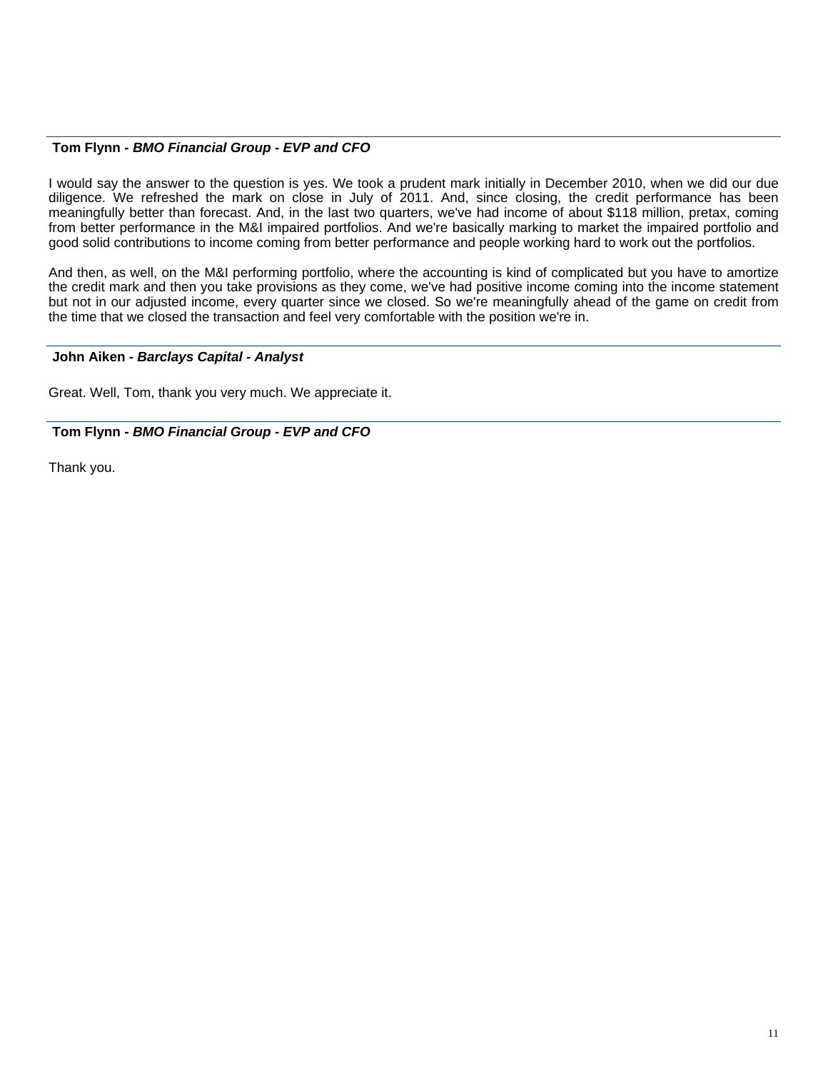**Tom Flynn -** ***BMO Financial Group - EVP and CFO***

I would say the answer to the question is yes. We took a prudent mark initially in December 2010, when we did our due diligence. We refreshed the mark on close in July of 2011. And, since closing, the credit performance has been meaningfully better than forecast. And, in the last two quarters, we've had income of about $118 million, pretax, coming from better performance in the M&I impaired portfolios. And we're basically marking to market the impaired portfolio and good solid contributions to income coming from better performance and people working hard to work out the portfolios.

And then, as well, on the M&I performing portfolio, where the accounting is kind of complicated but you have to amortize the credit mark and then you take provisions as they come, we've had positive income coming into the income statement but not in our adjusted income, every quarter since we closed. So we're meaningfully ahead of the game on credit from the time that we closed the transaction and feel very comfortable with the position we're in.

**John Aiken -** ***Barclays Capital - Analyst***

Great. Well, Tom, thank you very much. We appreciate it.

**Tom Flynn -** ***BMO Financial Group - EVP and CFO***

Thank you.